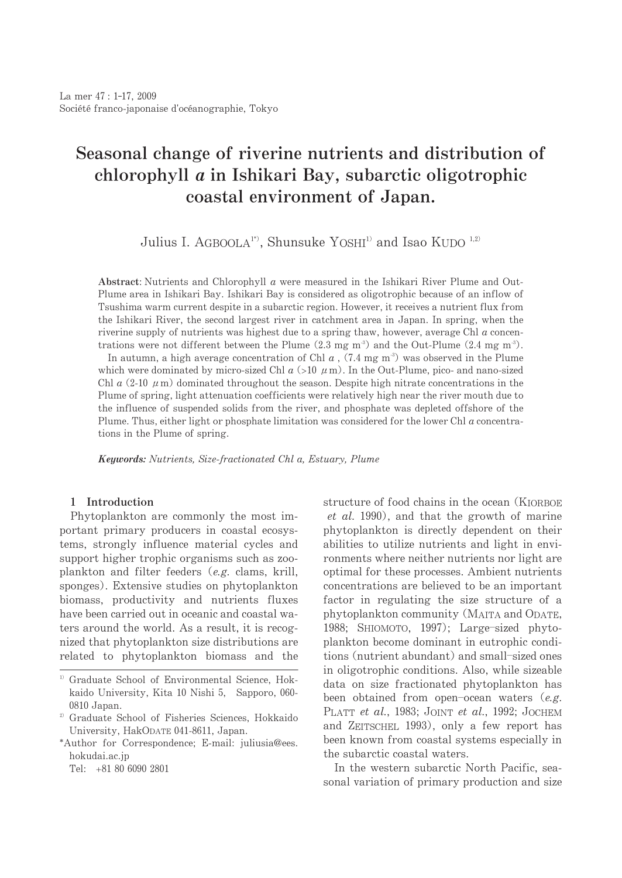# Seasonal change of riverine nutrients and distribution of chlorophyll *a* in Ishikari Bay, subarctic oligotrophic coastal environment of Japan.

Julius I. AGBOOLA[1*], Shunsuke YOSHI[1] and Isao KUDO[1,2]

**Abstract**: Nutrients and Chlorophyll *a* were measured in the Ishikari River Plume and Out-Plume area in Ishikari Bay. Ishikari Bay is considered as oligotrophic because of an inflow of Tsushima warm current despite in a subarctic region. However, it receives a nutrient flux from the Ishikari River, the second largest river in catchment area in Japan. In spring, when the riverine supply of nutrients was highest due to a spring thaw, however, average Chl *a* concentrations were not different between the Plume (2.3 mg $m^{-3}$) and the Out-Plume (2.4 mg $m^{-3}$).

In autumn, a high average concentration of Chl *a* , (7.4 mg $m^{-3}$) was observed in the Plume which were dominated by micro-sized Chl *a* (>10 $\mu$m). In the Out-Plume, pico- and nano-sized Chl *a* (2-10 $\mu$m) dominated throughout the season. Despite high nitrate concentrations in the Plume of spring, light attenuation coefficients were relatively high near the river mouth due to the influence of suspended solids from the river, and phosphate was depleted offshore of the Plume. Thus, either light or phosphate limitation was considered for the lower Chl *a* concentrations in the Plume of spring.

***Keywords:*** *Nutrients, Size-fractionated Chl a, Estuary, Plume*

## 1 Introduction

Phytoplankton are commonly the most important primary producers in coastal ecosystems, strongly influence material cycles and support higher trophic organisms such as zooplankton and filter feeders (*e.g.* clams, krill, sponges). Extensive studies on phytoplankton biomass, productivity and nutrients fluxes have been carried out in oceanic and coastal waters around the world. As a result, it is recognized that phytoplankton size distributions are related to phytoplankton biomass and the structure of food chains in the ocean (KIORBOE *et al.* 1990), and that the growth of marine phytoplankton is directly dependent on their abilities to utilize nutrients and light in environments where neither nutrients nor light are optimal for these processes. Ambient nutrients concentrations are believed to be an important factor in regulating the size structure of a phytoplankton community (MAITA and ODATE, 1988; SHIOMOTO, 1997); Large–sized phytoplankton become dominant in eutrophic conditions (nutrient abundant) and small–sized ones in oligotrophic conditions. Also, while sizeable data on size fractionated phytoplankton has been obtained from open–ocean waters (*e.g.* PLATT *et al.*, 1983; JOINT *et al.*, 1992; JOCHEM and ZEITSCHEL 1993), only a few report has been known from coastal systems especially in the subarctic coastal waters.

In the western subarctic North Pacific, seasonal variation of primary production and size

---

[1] Graduate School of Environmental Science, Hokkaido University, Kita 10 Nishi 5, Sapporo, 060-0810 Japan.

[2] Graduate School of Fisheries Sciences, Hokkaido University, HakODATE 041-8611, Japan.

*Author for Correspondence; E-mail: juliusia@ees.hokudai.ac.jp

Tel: +81 80 6090 2801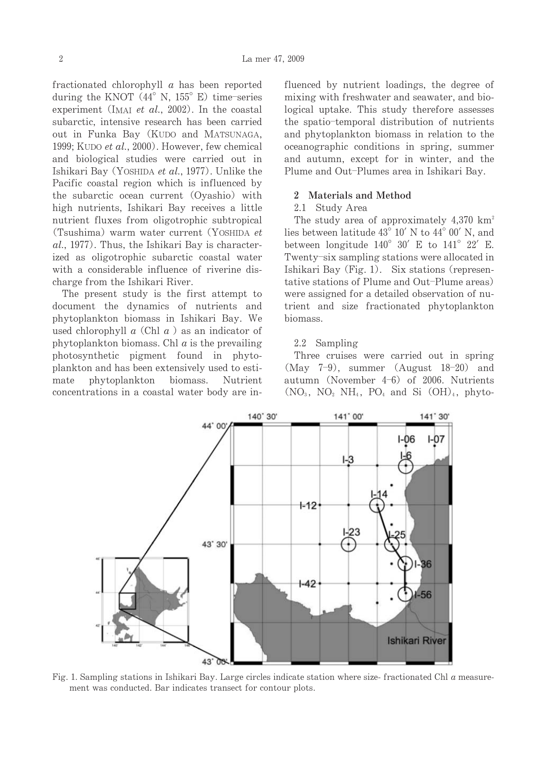fractionated chlorophyll *a* has been reported during the KNOT (44° N, 155° E) time–series experiment (IMAI *et al.*, 2002). In the coastal subarctic, intensive research has been carried out in Funka Bay (KUDO and MATSUNAGA, 1999; KUDO *et al.*, 2000). However, few chemical and biological studies were carried out in Ishikari Bay (YOSHIDA *et al.*, 1977). Unlike the Pacific coastal region which is influenced by the subarctic ocean current (Oyashio) with high nutrients, Ishikari Bay receives a little nutrient fluxes from oligotrophic subtropical (Tsushima) warm water current (YOSHIDA *et al.*, 1977). Thus, the Ishikari Bay is characterized as oligotrophic subarctic coastal water with a considerable influence of riverine discharge from the Ishikari River.

The present study is the first attempt to document the dynamics of nutrients and phytoplankton biomass in Ishikari Bay. We used chlorophyll *a* (Chl *a* ) as an indicator of phytoplankton biomass. Chl *a* is the prevailing photosynthetic pigment found in phytoplankton and has been extensively used to estimate phytoplankton biomass. Nutrient concentrations in a coastal water body are influenced by nutrient loadings, the degree of mixing with freshwater and seawater, and biological uptake. This study therefore assesses the spatio–temporal distribution of nutrients and phytoplankton biomass in relation to the oceanographic conditions in spring, summer and autumn, except for in winter, and the Plume and Out–Plumes area in Ishikari Bay.

## 2 Materials and Method

### 2.1 Study Area

The study area of approximately 4,370 $km^2$ lies between latitude 43° 10′ N to 44° 00′ N, and between longitude 140° 30′ E to 141° 22′ E. Twenty–six sampling stations were allocated in Ishikari Bay (Fig. 1). Six stations (representative stations of Plume and Out–Plume areas) were assigned for a detailed observation of nutrient and size fractionated phytoplankton biomass.

### 2.2 Sampling

Three cruises were carried out in spring (May 7–9), summer (August 18–20) and autumn (November 4–6) of 2006. Nutrients ($NO_3$, $NO_2$ $NH_4$, $PO_4$ and Si $(OH)_4$, phyto-

Fig. 1. Sampling stations in Ishikari Bay. Large circles indicate station where size- fractionated Chl *a* measurement was conducted. Bar indicates transect for contour plots.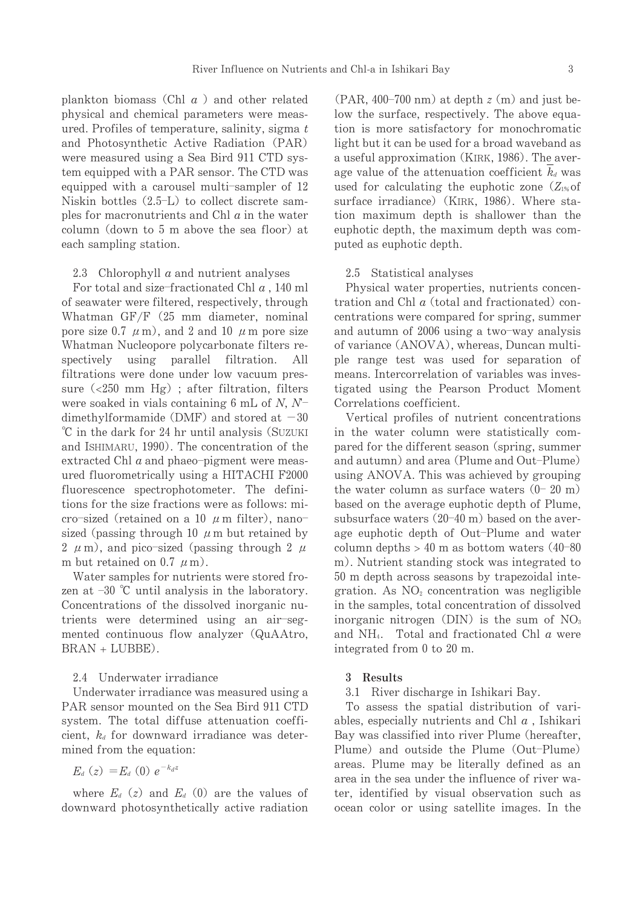plankton biomass (Chl *a* ) and other related physical and chemical parameters were measured. Profiles of temperature, salinity, sigma *t* and Photosynthetic Active Radiation (PAR) were measured using a Sea Bird 911 CTD system equipped with a PAR sensor. The CTD was equipped with a carousel multi–sampler of 12 Niskin bottles (2.5–L) to collect discrete samples for macronutrients and Chl *a* in the water column (down to 5 m above the sea floor) at each sampling station.

### 2.3 Chlorophyll *a* and nutrient analyses

For total and size–fractionated Chl *a* , 140 ml of seawater were filtered, respectively, through Whatman GF/F (25 mm diameter, nominal pore size 0.7 $\mu$m), and 2 and 10 $\mu$m pore size Whatman Nucleopore polycarbonate filters respectively using parallel filtration. All filtrations were done under low vacuum pressure (<250 mm Hg) ; after filtration, filters were soaked in vials containing 6 mL of *N, N'*–dimethylformamide (DMF) and stored at −30 ℃ in the dark for 24 hr until analysis (SUZUKI and ISHIMARU, 1990). The concentration of the extracted Chl *a* and phaeo–pigment were measured fluorometrically using a HITACHI F2000 fluorescence spectrophotometer. The definitions for the size fractions were as follows: micro–sized (retained on a 10 $\mu$m filter), nano–sized (passing through 10 $\mu$m but retained by 2 $\mu$m), and pico–sized (passing through 2 $\mu$m but retained on 0.7 $\mu$m).

Water samples for nutrients were stored frozen at −30 ℃ until analysis in the laboratory. Concentrations of the dissolved inorganic nutrients were determined using an air–segmented continuous flow analyzer (QuAAtro, BRAN + LUBBE).

### 2.4 Underwater irradiance

Underwater irradiance was measured using a PAR sensor mounted on the Sea Bird 911 CTD system. The total diffuse attenuation coefficient, $k_d$ for downward irradiance was determined from the equation:

$$E_d(z) = E_d(0)\, e^{-k_d z}$$

where $E_d(z)$ and $E_d(0)$ are the values of downward photosynthetically active radiation (PAR, 400–700 nm) at depth $z$ (m) and just below the surface, respectively. The above equation is more satisfactory for monochromatic light but it can be used for a broad waveband as a useful approximation (KIRK, 1986). The average value of the attenuation coefficient $\overline{k}_d$ was used for calculating the euphotic zone ($Z_{1\%}$ of surface irradiance) (KIRK, 1986). Where station maximum depth is shallower than the euphotic depth, the maximum depth was computed as euphotic depth.

### 2.5 Statistical analyses

Physical water properties, nutrients concentration and Chl *a* (total and fractionated) concentrations were compared for spring, summer and autumn of 2006 using a two–way analysis of variance (ANOVA), whereas, Duncan multiple range test was used for separation of means. Intercorrelation of variables was investigated using the Pearson Product Moment Correlations coefficient.

Vertical profiles of nutrient concentrations in the water column were statistically compared for the different season (spring, summer and autumn) and area (Plume and Out–Plume) using ANOVA. This was achieved by grouping the water column as surface waters (0– 20 m) based on the average euphotic depth of Plume, subsurface waters (20–40 m) based on the average euphotic depth of Out–Plume and water column depths > 40 m as bottom waters (40–80 m). Nutrient standing stock was integrated to 50 m depth across seasons by trapezoidal integration. As $NO_2$ concentration was negligible in the samples, total concentration of dissolved inorganic nitrogen (DIN) is the sum of $NO_3$ and $NH_4$. Total and fractionated Chl *a* were integrated from 0 to 20 m.

## 3 Results

### 3.1 River discharge in Ishikari Bay.

To assess the spatial distribution of variables, especially nutrients and Chl *a* , Ishikari Bay was classified into river Plume (hereafter, Plume) and outside the Plume (Out–Plume) areas. Plume may be literally defined as an area in the sea under the influence of river water, identified by visual observation such as ocean color or using satellite images. In the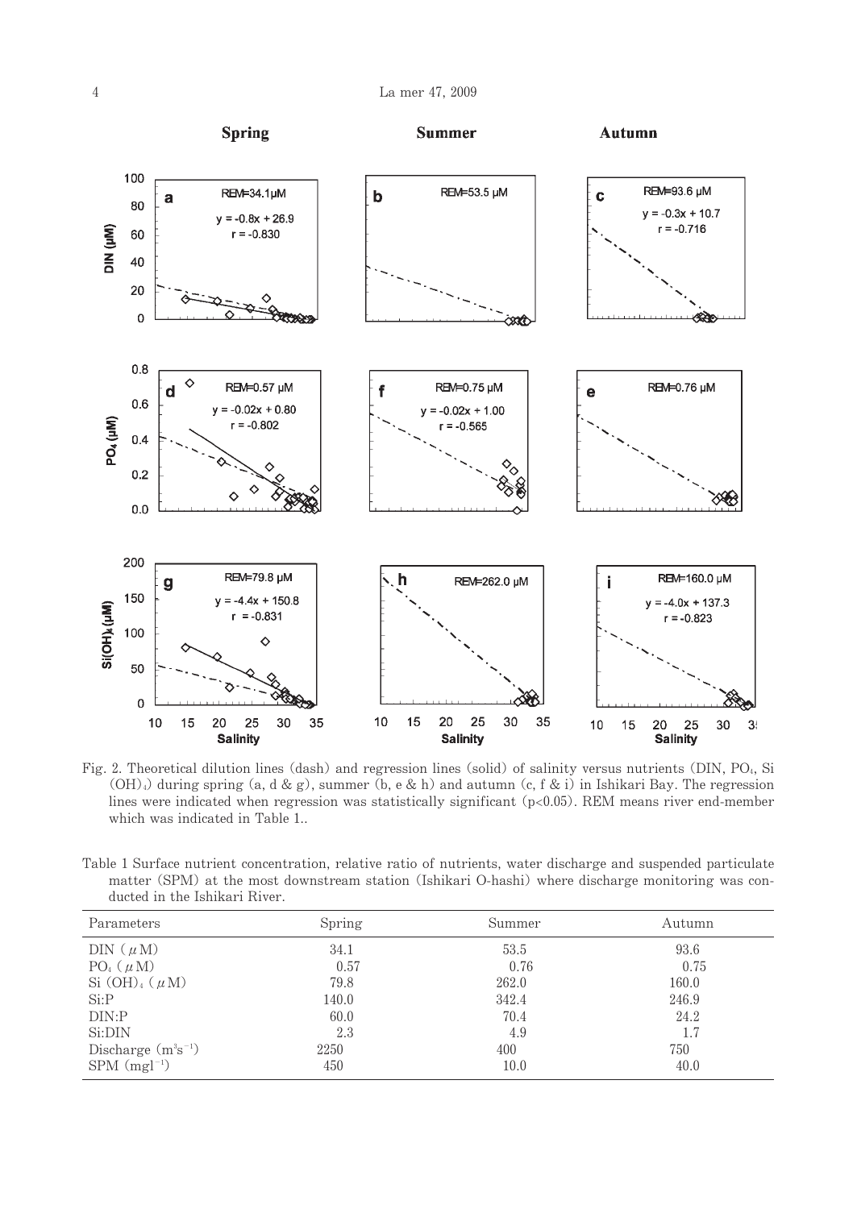Fig. 2. Theoretical dilution lines (dash) and regression lines (solid) of salinity versus nutrients (DIN, $PO_4$, $Si(OH)_4$) during spring (a, d & g), summer (b, e & h) and autumn (c, f & i) in Ishikari Bay. The regression lines were indicated when regression was statistically significant ($p<0.05$). REM means river end-member which was indicated in Table 1..

Table 1 Surface nutrient concentration, relative ratio of nutrients, water discharge and suspended particulate matter (SPM) at the most downstream station (Ishikari O-hashi) where discharge monitoring was conducted in the Ishikari River.

| Parameters | Spring | Summer | Autumn |
|---|---|---|---|
| DIN ($\mu$M) | 34.1 | 53.5 | 93.6 |
| $PO_4$ ($\mu$M) | 0.57 | 0.76 | 0.75 |
| $Si(OH)_4$ ($\mu$M) | 79.8 | 262.0 | 160.0 |
| Si:P | 140.0 | 342.4 | 246.9 |
| DIN:P | 60.0 | 70.4 | 24.2 |
| Si:DIN | 2.3 | 4.9 | 1.7 |
| Discharge ($m^3s^{-1}$) | 2250 | 400 | 750 |
| SPM ($mgl^{-1}$) | 450 | 10.0 | 40.0 |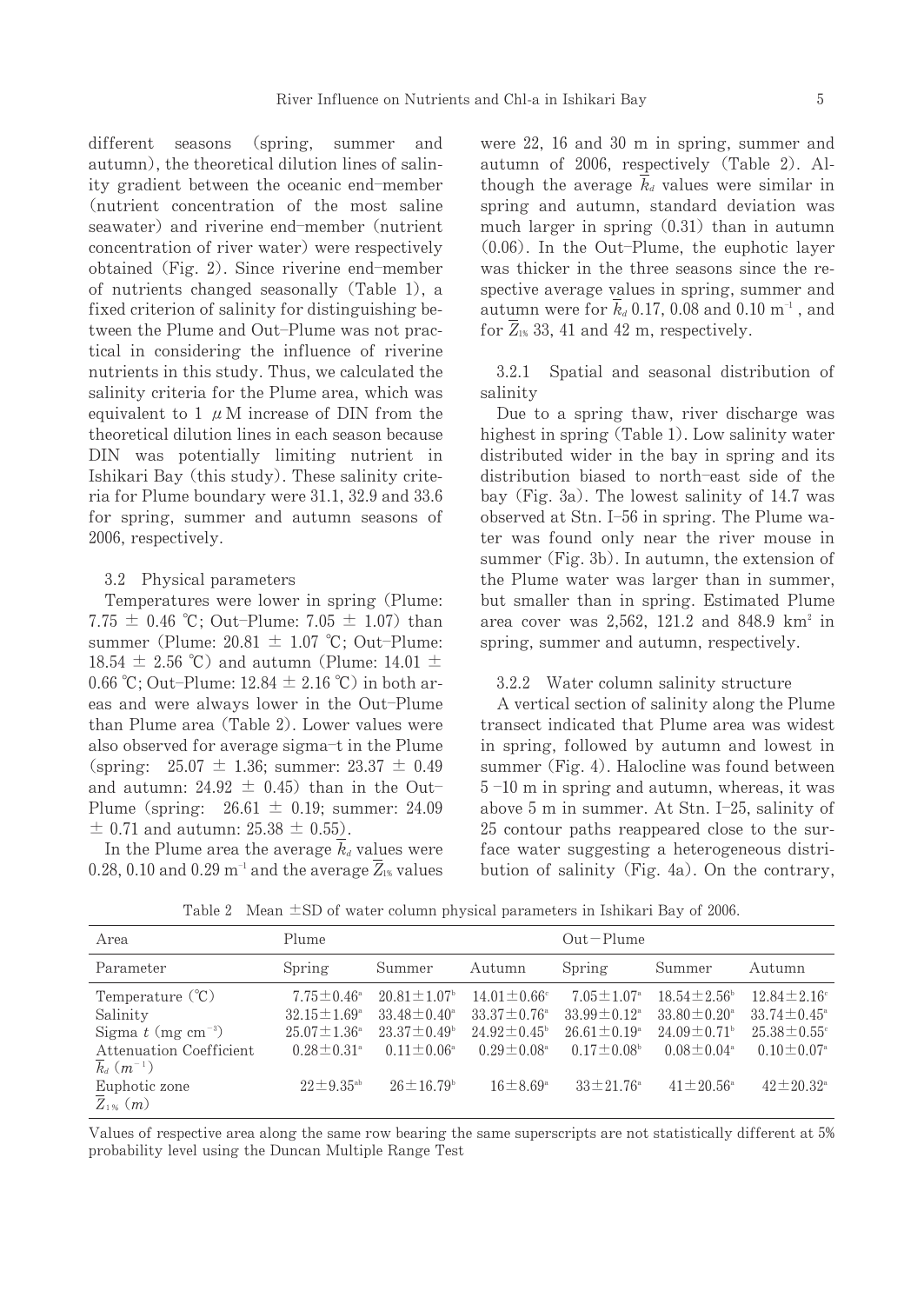different seasons (spring, summer and autumn), the theoretical dilution lines of salinity gradient between the oceanic end-member (nutrient concentration of the most saline seawater) and riverine end-member (nutrient concentration of river water) were respectively obtained (Fig. 2). Since riverine end-member of nutrients changed seasonally (Table 1), a fixed criterion of salinity for distinguishing between the Plume and Out-Plume was not practical in considering the influence of riverine nutrients in this study. Thus, we calculated the salinity criteria for the Plume area, which was equivalent to 1 $\mu$M increase of DIN from the theoretical dilution lines in each season because DIN was potentially limiting nutrient in Ishikari Bay (this study). These salinity criteria for Plume boundary were 31.1, 32.9 and 33.6 for spring, summer and autumn seasons of 2006, respectively.

### 3.2 Physical parameters

Temperatures were lower in spring (Plume: 7.75 ± 0.46 ℃; Out-Plume: 7.05 ± 1.07) than summer (Plume: 20.81 ± 1.07 ℃; Out-Plume: 18.54 ± 2.56 ℃) and autumn (Plume: 14.01 ± 0.66 ℃; Out-Plume: 12.84 ± 2.16 ℃) in both areas and were always lower in the Out-Plume than Plume area (Table 2). Lower values were also observed for average sigma-t in the Plume (spring: 25.07 ± 1.36; summer: 23.37 ± 0.49 and autumn: 24.92 ± 0.45) than in the Out-Plume (spring: 26.61 ± 0.19; summer: 24.09 ± 0.71 and autumn: 25.38 ± 0.55).

In the Plume area the average $\overline{k}_d$ values were 0.28, 0.10 and 0.29 $m^{-1}$ and the average $\overline{Z}_{1\%}$ values were 22, 16 and 30 m in spring, summer and autumn of 2006, respectively (Table 2). Although the average $\overline{k}_d$ values were similar in spring and autumn, standard deviation was much larger in spring (0.31) than in autumn (0.06). In the Out-Plume, the euphotic layer was thicker in the three seasons since the respective average values in spring, summer and autumn were for $\overline{k}_d$ 0.17, 0.08 and 0.10 $m^{-1}$, and for $\overline{Z}_{1\%}$ 33, 41 and 42 m, respectively.

#### 3.2.1 Spatial and seasonal distribution of salinity

Due to a spring thaw, river discharge was highest in spring (Table 1). Low salinity water distributed wider in the bay in spring and its distribution biased to north-east side of the bay (Fig. 3a). The lowest salinity of 14.7 was observed at Stn. I-56 in spring. The Plume water was found only near the river mouse in summer (Fig. 3b). In autumn, the extension of the Plume water was larger than in summer, but smaller than in spring. Estimated Plume area cover was 2,562, 121.2 and 848.9 $km^2$ in spring, summer and autumn, respectively.

#### 3.2.2 Water column salinity structure

A vertical section of salinity along the Plume transect indicated that Plume area was widest in spring, followed by autumn and lowest in summer (Fig. 4). Halocline was found between 5–10 m in spring and autumn, whereas, it was above 5 m in summer. At Stn. I-25, salinity of 25 contour paths reappeared close to the surface water suggesting a heterogeneous distribution of salinity (Fig. 4a). On the contrary,

Table 2 Mean ±SD of water column physical parameters in Ishikari Bay of 2006.

| Area | Plume | | | Out-Plume | | |
|---|---|---|---|---|---|---|
| Parameter | Spring | Summer | Autumn | Spring | Summer | Autumn |
| Temperature (℃) | 7.75±0.46[a] | 20.81±1.07[b] | 14.01±0.66[c] | 7.05±1.07[a] | 18.54±2.56[b] | 12.84±2.16[c] |
| Salinity | 32.15±1.69[a] | 33.48±0.40[a] | 33.37±0.76[a] | 33.99±0.12[a] | 33.80±0.20[a] | 33.74±0.45[a] |
| Sigma $t$ (mg $cm^{-3}$) | 25.07±1.36[a] | 23.37±0.49[b] | 24.92±0.45[b] | 26.61±0.19[a] | 24.09±0.71[b] | 25.38±0.55[c] |
| Attenuation Coefficient $\overline{k}_d$ ($m^{-1}$) | 0.28±0.31[a] | 0.11±0.06[a] | 0.29±0.08[a] | 0.17±0.08[b] | 0.08±0.04[a] | 0.10±0.07[a] |
| Euphotic zone $\overline{Z}_{1\%}$ ($m$) | 22±9.35[ab] | 26±16.79[b] | 16±8.69[a] | 33±21.76[a] | 41±20.56[a] | 42±20.32[a] |

Values of respective area along the same row bearing the same superscripts are not statistically different at 5% probability level using the Duncan Multiple Range Test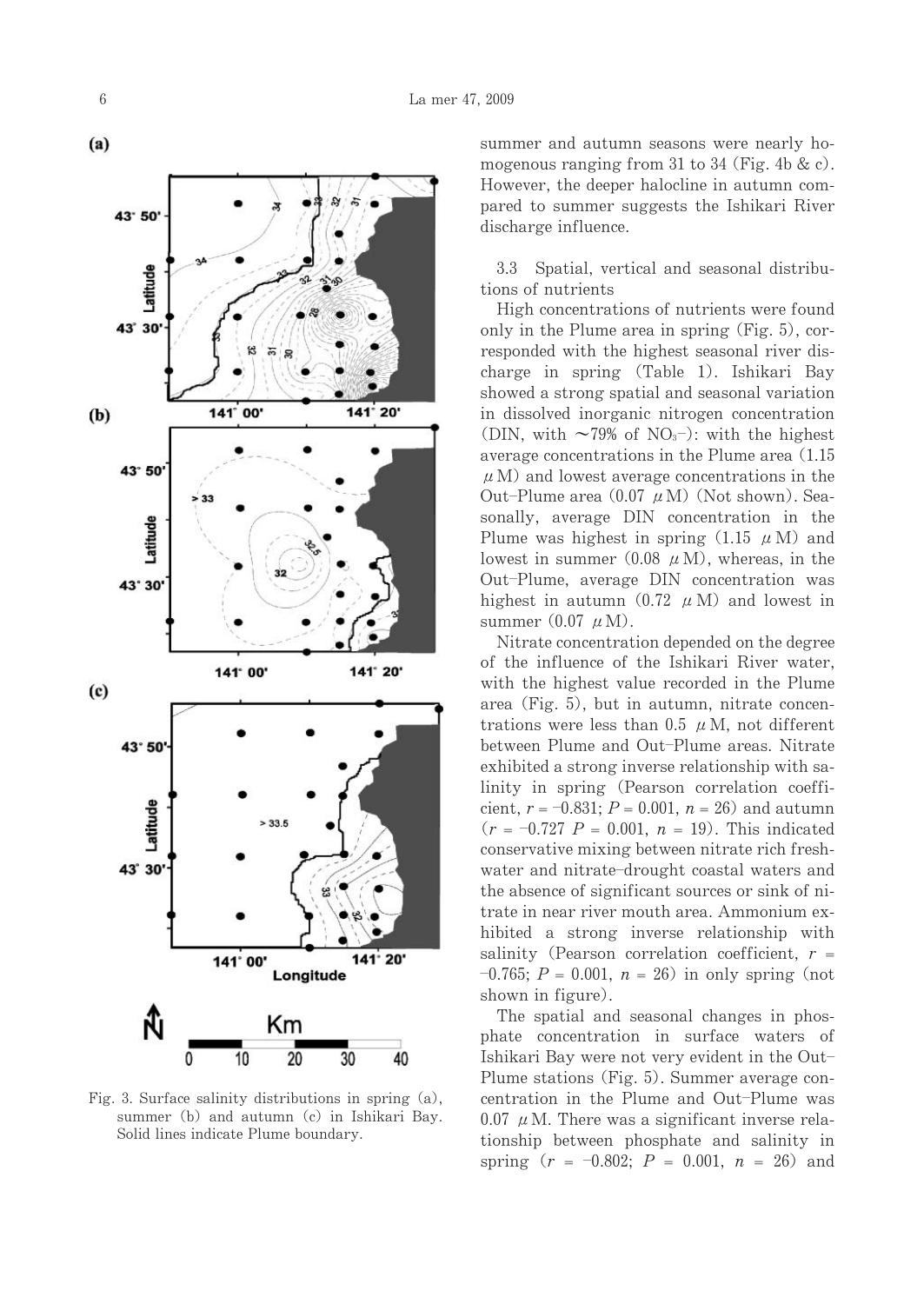summer and autumn seasons were nearly homogenous ranging from 31 to 34 (Fig. 4b & c). However, the deeper halocline in autumn compared to summer suggests the Ishikari River discharge influence.

Fig. 3. Surface salinity distributions in spring (a), summer (b) and autumn (c) in Ishikari Bay. Solid lines indicate Plume boundary.

### 3.3 Spatial, vertical and seasonal distributions of nutrients

High concentrations of nutrients were found only in the Plume area in spring (Fig. 5), corresponded with the highest seasonal river discharge in spring (Table 1). Ishikari Bay showed a strong spatial and seasonal variation in dissolved inorganic nitrogen concentration (DIN, with ~79% of $NO_3^-$): with the highest average concentrations in the Plume area (1.15 $\mu$M) and lowest average concentrations in the Out–Plume area (0.07 $\mu$M) (Not shown). Seasonally, average DIN concentration in the Plume was highest in spring (1.15 $\mu$M) and lowest in summer (0.08 $\mu$M), whereas, in the Out–Plume, average DIN concentration was highest in autumn (0.72 $\mu$M) and lowest in summer (0.07 $\mu$M).

Nitrate concentration depended on the degree of the influence of the Ishikari River water, with the highest value recorded in the Plume area (Fig. 5), but in autumn, nitrate concentrations were less than 0.5 $\mu$M, not different between Plume and Out–Plume areas. Nitrate exhibited a strong inverse relationship with salinity in spring (Pearson correlation coefficient, $r = -0.831$; $P = 0.001$, $n = 26$) and autumn ($r = -0.727$ $P = 0.001$, $n = 19$). This indicated conservative mixing between nitrate rich freshwater and nitrate–drought coastal waters and the absence of significant sources or sink of nitrate in near river mouth area. Ammonium exhibited a strong inverse relationship with salinity (Pearson correlation coefficient, $r = -0.765$; $P = 0.001$, $n = 26$) in only spring (not shown in figure).

The spatial and seasonal changes in phosphate concentration in surface waters of Ishikari Bay were not very evident in the Out–Plume stations (Fig. 5). Summer average concentration in the Plume and Out–Plume was 0.07 $\mu$M. There was a significant inverse relationship between phosphate and salinity in spring ($r = -0.802$; $P = 0.001$, $n = 26$) and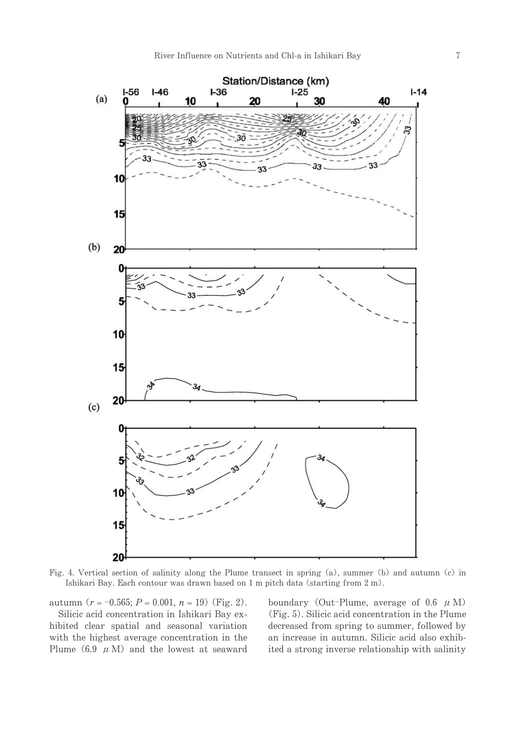Fig. 4. Vertical section of salinity along the Plume transect in spring (a), summer (b) and autumn (c) in Ishikari Bay. Each contour was drawn based on 1 m pitch data (starting from 2 m).

autumn ($r = -0.565$; $P = 0.001$, $n = 19$) (Fig. 2).

Silicic acid concentration in Ishikari Bay exhibited clear spatial and seasonal variation with the highest average concentration in the Plume (6.9 $\mu$M) and the lowest at seaward boundary (Out–Plume, average of 0.6 $\mu$M) (Fig. 5). Silicic acid concentration in the Plume decreased from spring to summer, followed by an increase in autumn. Silicic acid also exhibited a strong inverse relationship with salinity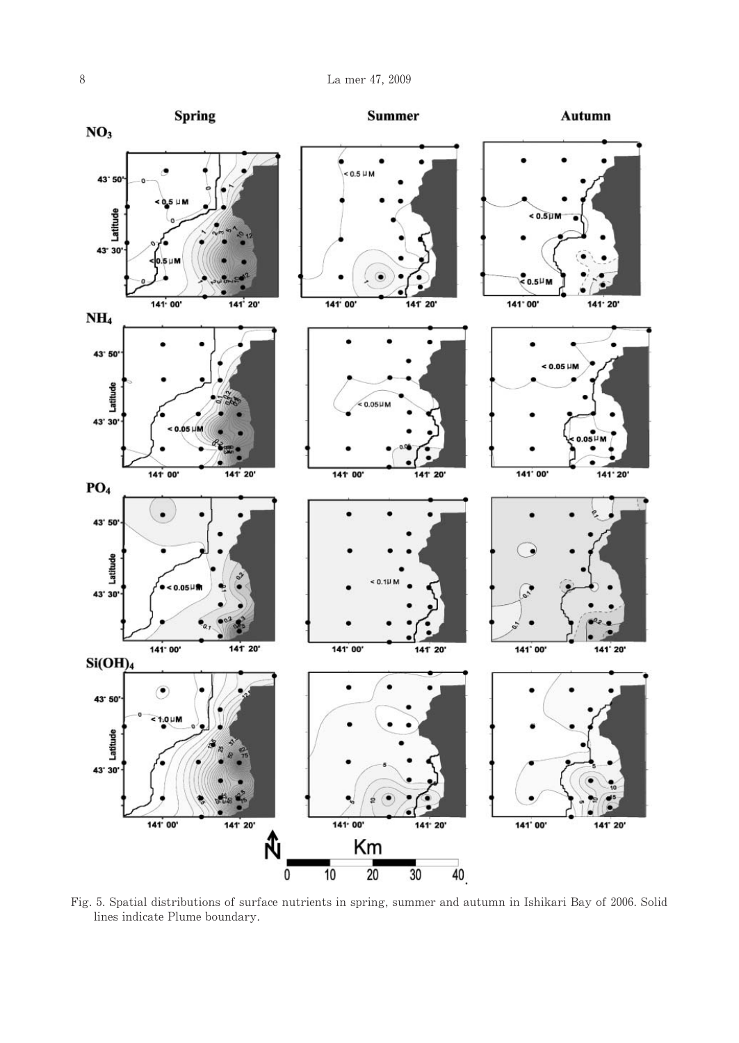Fig. 5. Spatial distributions of surface nutrients in spring, summer and autumn in Ishikari Bay of 2006. Solid lines indicate Plume boundary.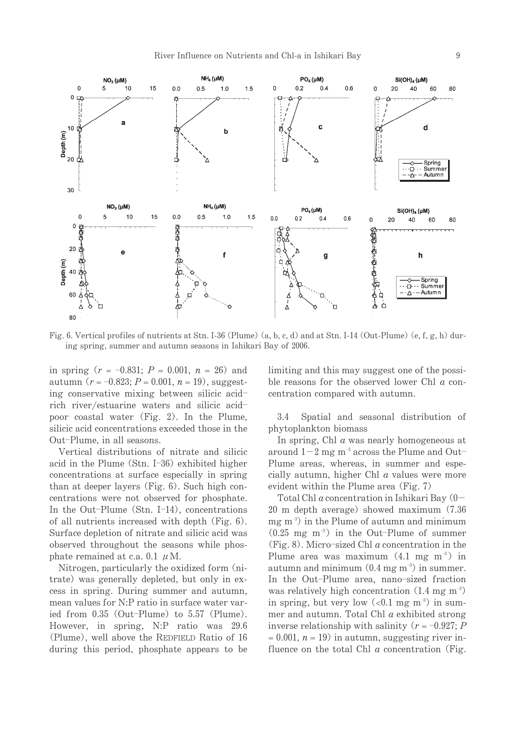Fig. 6. Vertical profiles of nutrients at Stn. I-36 (Plume) (a, b, c, d) and at Stn. I-14 (Out-Plume) (e, f, g, h) during spring, summer and autumn seasons in Ishikari Bay of 2006.

in spring ($r$ = −0.831; $P$ = 0.001, $n$ = 26) and autumn ($r$ = −0.823; $P$ = 0.001, $n$ = 19), suggesting conservative mixing between silicic acid–rich river/estuarine waters and silicic acid–poor coastal water (Fig. 2). In the Plume, silicic acid concentrations exceeded those in the Out–Plume, in all seasons.

Vertical distributions of nitrate and silicic acid in the Plume (Stn. I–36) exhibited higher concentrations at surface especially in spring than at deeper layers (Fig. 6). Such high concentrations were not observed for phosphate. In the Out–Plume (Stn. I–14), concentrations of all nutrients increased with depth (Fig. 6). Surface depletion of nitrate and silicic acid was observed throughout the seasons while phosphate remained at c.a. 0.1 $\mu$M.

Nitrogen, particularly the oxidized form (nitrate) was generally depleted, but only in excess in spring. During summer and autumn, mean values for N:P ratio in surface water varied from 0.35 (Out–Plume) to 5.57 (Plume). However, in spring, N:P ratio was 29.6 (Plume), well above the REDFIELD Ratio of 16 during this period, phosphate appears to be limiting and this may suggest one of the possible reasons for the observed lower Chl $a$ concentration compared with autumn.

### 3.4 Spatial and seasonal distribution of phytoplankton biomass

In spring, Chl $a$ was nearly homogeneous at around 1−2 mg m$^{-3}$ across the Plume and Out–Plume areas, whereas, in summer and especially autumn, higher Chl $a$ values were more evident within the Plume area (Fig. 7)

Total Chl $a$ concentration in Ishikari Bay (0−20 m depth average) showed maximum (7.36 mg m$^{-3}$) in the Plume of autumn and minimum (0.25 mg m$^{-3}$) in the Out–Plume of summer (Fig. 8). Micro–sized Chl $a$ concentration in the Plume area was maximum (4.1 mg m$^{-3}$) in autumn and minimum (0.4 mg m$^{-3}$) in summer. In the Out–Plume area, nano–sized fraction was relatively high concentration (1.4 mg m$^{-3}$) in spring, but very low (<0.1 mg m$^{-3}$) in summer and autumn. Total Chl $a$ exhibited strong inverse relationship with salinity ($r$ = −0.927; $P$ = 0.001, $n$ = 19) in autumn, suggesting river influence on the total Chl $a$ concentration (Fig.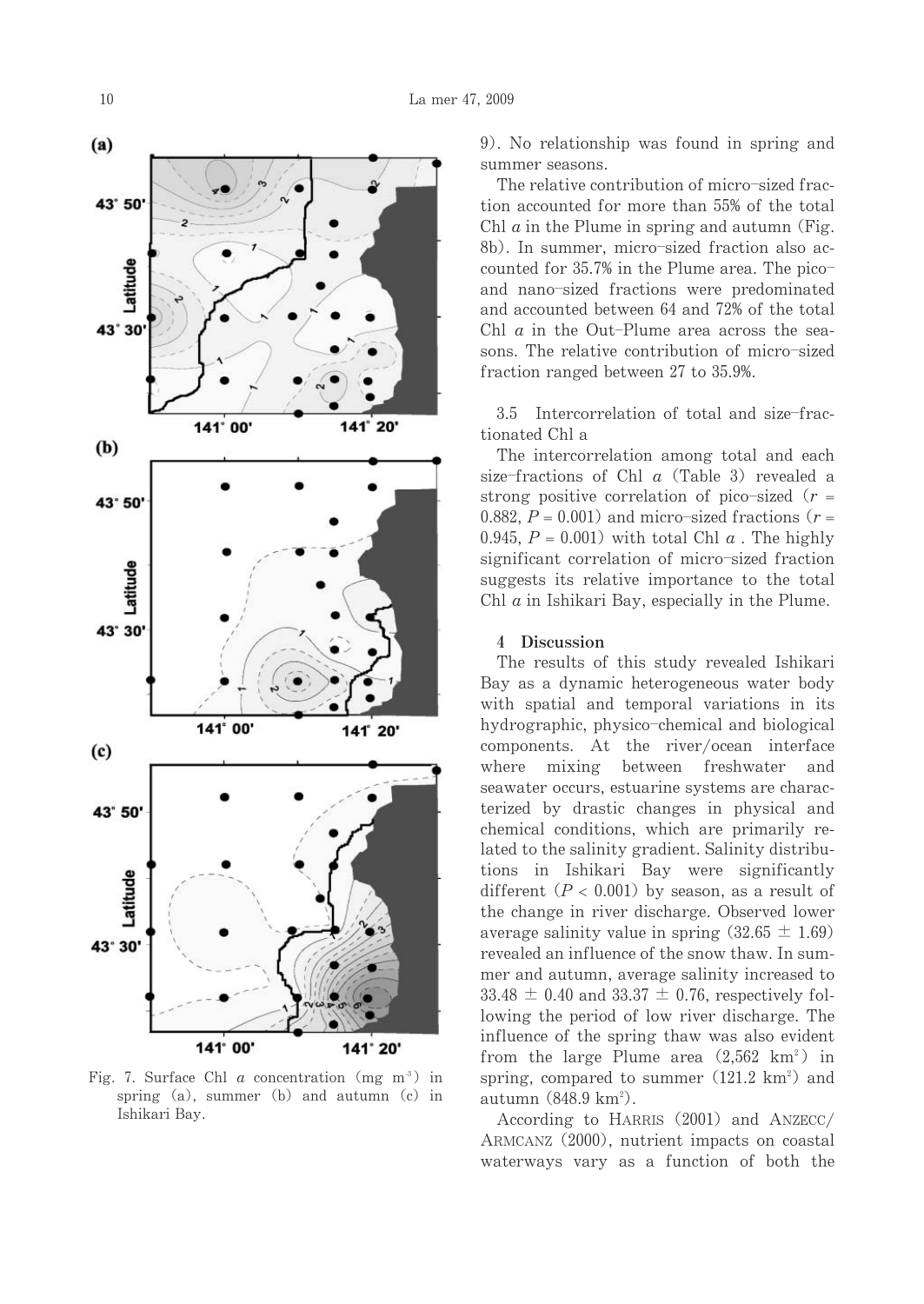Fig. 7. Surface Chl *a* concentration (mg m$^{-3}$) in spring (a), summer (b) and autumn (c) in Ishikari Bay.

9). No relationship was found in spring and summer seasons.

The relative contribution of micro–sized fraction accounted for more than 55% of the total Chl *a* in the Plume in spring and autumn (Fig. 8b). In summer, micro–sized fraction also accounted for 35.7% in the Plume area. The pico– and nano–sized fractions were predominated and accounted between 64 and 72% of the total Chl *a* in the Out–Plume area across the seasons. The relative contribution of micro–sized fraction ranged between 27 to 35.9%.

### 3.5 Intercorrelation of total and size–fractionated Chl a

The intercorrelation among total and each size–fractions of Chl *a* (Table 3) revealed a strong positive correlation of pico–sized ($r$ = 0.882, $P$ = 0.001) and micro–sized fractions ($r$ = 0.945, $P$ = 0.001) with total Chl *a*. The highly significant correlation of micro–sized fraction suggests its relative importance to the total Chl *a* in Ishikari Bay, especially in the Plume.

## 4 Discussion

The results of this study revealed Ishikari Bay as a dynamic heterogeneous water body with spatial and temporal variations in its hydrographic, physico–chemical and biological components. At the river/ocean interface where mixing between freshwater and seawater occurs, estuarine systems are characterized by drastic changes in physical and chemical conditions, which are primarily related to the salinity gradient. Salinity distributions in Ishikari Bay were significantly different ($P$ < 0.001) by season, as a result of the change in river discharge. Observed lower average salinity value in spring (32.65 ± 1.69) revealed an influence of the snow thaw. In summer and autumn, average salinity increased to 33.48 ± 0.40 and 33.37 ± 0.76, respectively following the period of low river discharge. The influence of the spring thaw was also evident from the large Plume area (2,562 km$^2$) in spring, compared to summer (121.2 km$^2$) and autumn (848.9 km$^2$).

According to Harris (2001) and ANZECC/ARMCANZ (2000), nutrient impacts on coastal waterways vary as a function of both the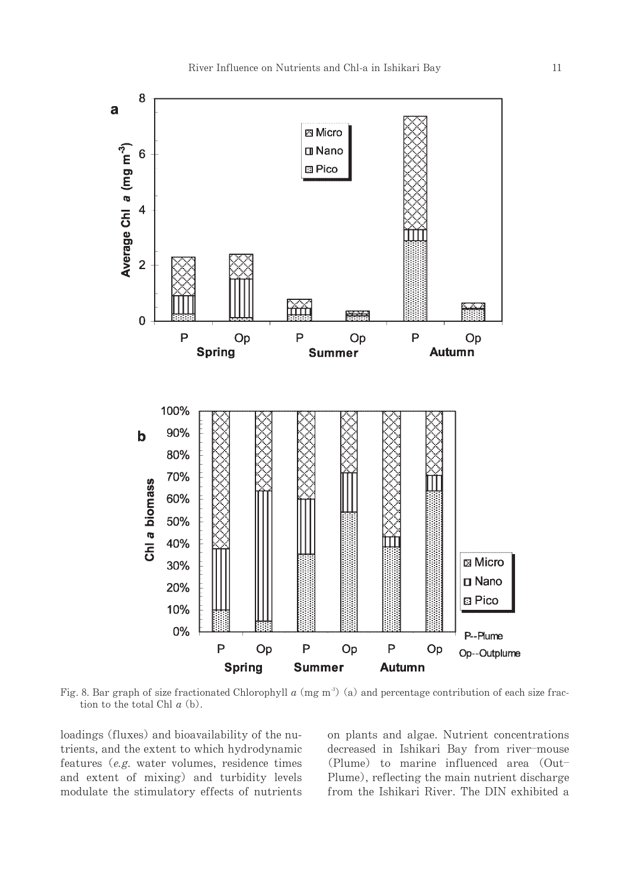Fig. 8. Bar graph of size fractionated Chlorophyll $a$ (mg m$^{-3}$) (a) and percentage contribution of each size fraction to the total Chl $a$ (b).

loadings (fluxes) and bioavailability of the nutrients, and the extent to which hydrodynamic features (*e.g.* water volumes, residence times and extent of mixing) and turbidity levels modulate the stimulatory effects of nutrients on plants and algae. Nutrient concentrations decreased in Ishikari Bay from river–mouse (Plume) to marine influenced area (Out–Plume), reflecting the main nutrient discharge from the Ishikari River. The DIN exhibited a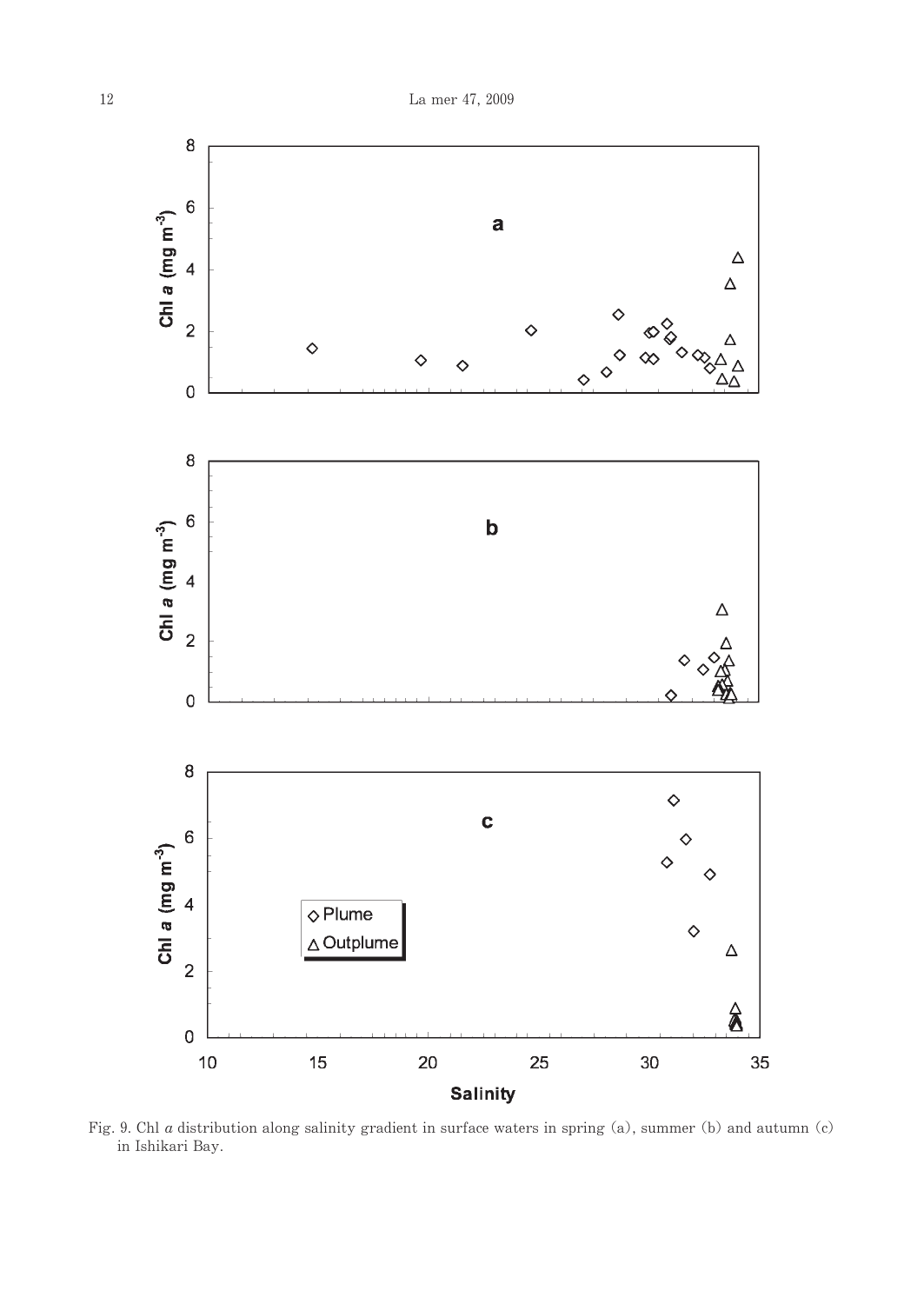Fig. 9. Chl *a* distribution along salinity gradient in surface waters in spring (a), summer (b) and autumn (c) in Ishikari Bay.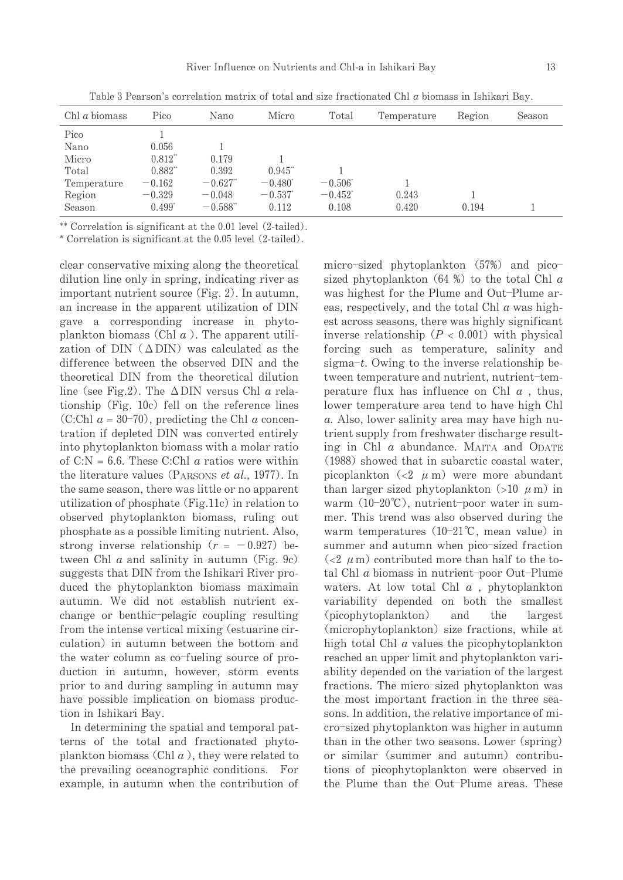Table 3 Pearson's correlation matrix of total and size fractionated Chl *a* biomass in Ishikari Bay.

| Chl *a* biomass | Pico | Nano | Micro | Total | Temperature | Region | Season |
|---|---|---|---|---|---|---|---|
| Pico | 1 | | | | | | |
| Nano | 0.056 | 1 | | | | | |
| Micro | 0.812** | 0.179 | 1 | | | | |
| Total | 0.882** | 0.392 | 0.945** | 1 | | | |
| Temperature | −0.162 | −0.627** | −0.480* | −0.506* | 1 | | |
| Region | −0.329 | −0.048 | −0.537* | −0.452* | 0.243 | 1 | |
| Season | 0.499* | −0.588** | 0.112 | 0.108 | 0.420 | 0.194 | 1 |

** Correlation is significant at the 0.01 level (2-tailed).
* Correlation is significant at the 0.05 level (2-tailed).

clear conservative mixing along the theoretical dilution line only in spring, indicating river as important nutrient source (Fig. 2). In autumn, an increase in the apparent utilization of DIN gave a corresponding increase in phytoplankton biomass (Chl *a* ). The apparent utilization of DIN ($\Delta$DIN) was calculated as the difference between the observed DIN and the theoretical DIN from the theoretical dilution line (see Fig.2). The $\Delta$DIN versus Chl *a* relationship (Fig. 10c) fell on the reference lines (C:Chl *a* = 30–70), predicting the Chl *a* concentration if depleted DIN was converted entirely into phytoplankton biomass with a molar ratio of C:N = 6.6. These C:Chl *a* ratios were within the literature values (PARSONS *et al.*, 1977). In the same season, there was little or no apparent utilization of phosphate (Fig.11c) in relation to observed phytoplankton biomass, ruling out phosphate as a possible limiting nutrient. Also, strong inverse relationship ($r = -0.927$) between Chl *a* and salinity in autumn (Fig. 9c) suggests that DIN from the Ishikari River produced the phytoplankton biomass maximain autumn. We did not establish nutrient exchange or benthic–pelagic coupling resulting from the intense vertical mixing (estuarine circulation) in autumn between the bottom and the water column as co–fueling source of production in autumn, however, storm events prior to and during sampling in autumn may have possible implication on biomass production in Ishikari Bay.

In determining the spatial and temporal patterns of the total and fractionated phytoplankton biomass (Chl *a* ), they were related to the prevailing oceanographic conditions. For example, in autumn when the contribution of micro–sized phytoplankton (57%) and pico–sized phytoplankton (64 %) to the total Chl *a* was highest for the Plume and Out–Plume areas, respectively, and the total Chl *a* was highest across seasons, there was highly significant inverse relationship ($P < 0.001$) with physical forcing such as temperature, salinity and sigma–*t*. Owing to the inverse relationship between temperature and nutrient, nutrient–temperature flux has influence on Chl *a* , thus, lower temperature area tend to have high Chl *a*. Also, lower salinity area may have high nutrient supply from freshwater discharge resulting in Chl *a* abundance. MAITA and ODATE (1988) showed that in subarctic coastal water, picoplankton (<2 $\mu$m) were more abundant than larger sized phytoplankton (>10 $\mu$m) in warm (10–20℃), nutrient–poor water in summer. This trend was also observed during the warm temperatures (10–21℃, mean value) in summer and autumn when pico–sized fraction (<2 $\mu$m) contributed more than half to the total Chl *a* biomass in nutrient–poor Out–Plume waters. At low total Chl *a* , phytoplankton variability depended on both the smallest (picophytoplankton) and the largest (microphytoplankton) size fractions, while at high total Chl *a* values the picophytoplankton reached an upper limit and phytoplankton variability depended on the variation of the largest fractions. The micro–sized phytoplankton was the most important fraction in the three seasons. In addition, the relative importance of micro–sized phytoplankton was higher in autumn than in the other two seasons. Lower (spring) or similar (summer and autumn) contributions of picophytoplankton were observed in the Plume than the Out–Plume areas. These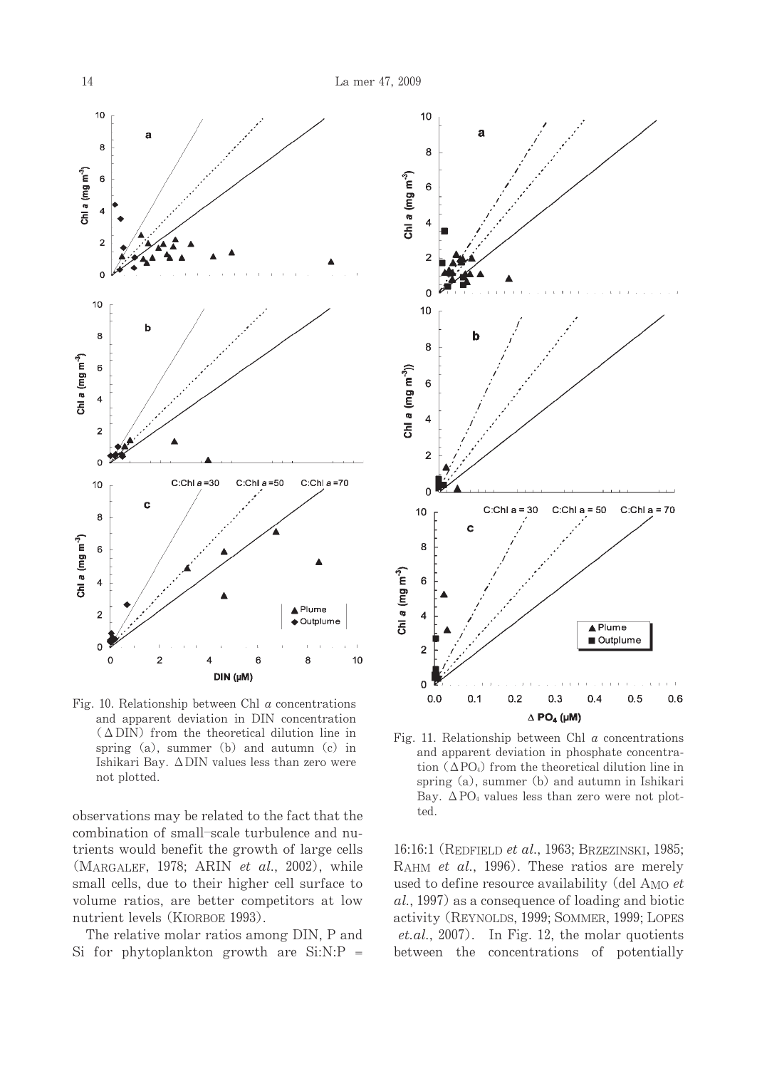Fig. 10. Relationship between Chl *a* concentrations and apparent deviation in DIN concentration ($\Delta$DIN) from the theoretical dilution line in spring (a), summer (b) and autumn (c) in Ishikari Bay. $\Delta$DIN values less than zero were not plotted.

Fig. 11. Relationship between Chl *a* concentrations and apparent deviation in phosphate concentration ($\Delta PO_4$) from the theoretical dilution line in spring (a), summer (b) and autumn in Ishikari Bay. $\Delta PO_4$ values less than zero were not plotted.

observations may be related to the fact that the combination of small-scale turbulence and nutrients would benefit the growth of large cells (Margalef, 1978; Arin *et al*., 2002), while small cells, due to their higher cell surface to volume ratios, are better competitors at low nutrient levels (Kiorboe 1993).

The relative molar ratios among DIN, P and Si for phytoplankton growth are Si:N:P = 16:16:1 (Redfield *et al*., 1963; Brzezinski, 1985; Rahm *et al*., 1996). These ratios are merely used to define resource availability (del Amo *et al*., 1997) as a consequence of loading and biotic activity (Reynolds, 1999; Sommer, 1999; Lopes *et.al*., 2007). In Fig. 12, the molar quotients between the concentrations of potentially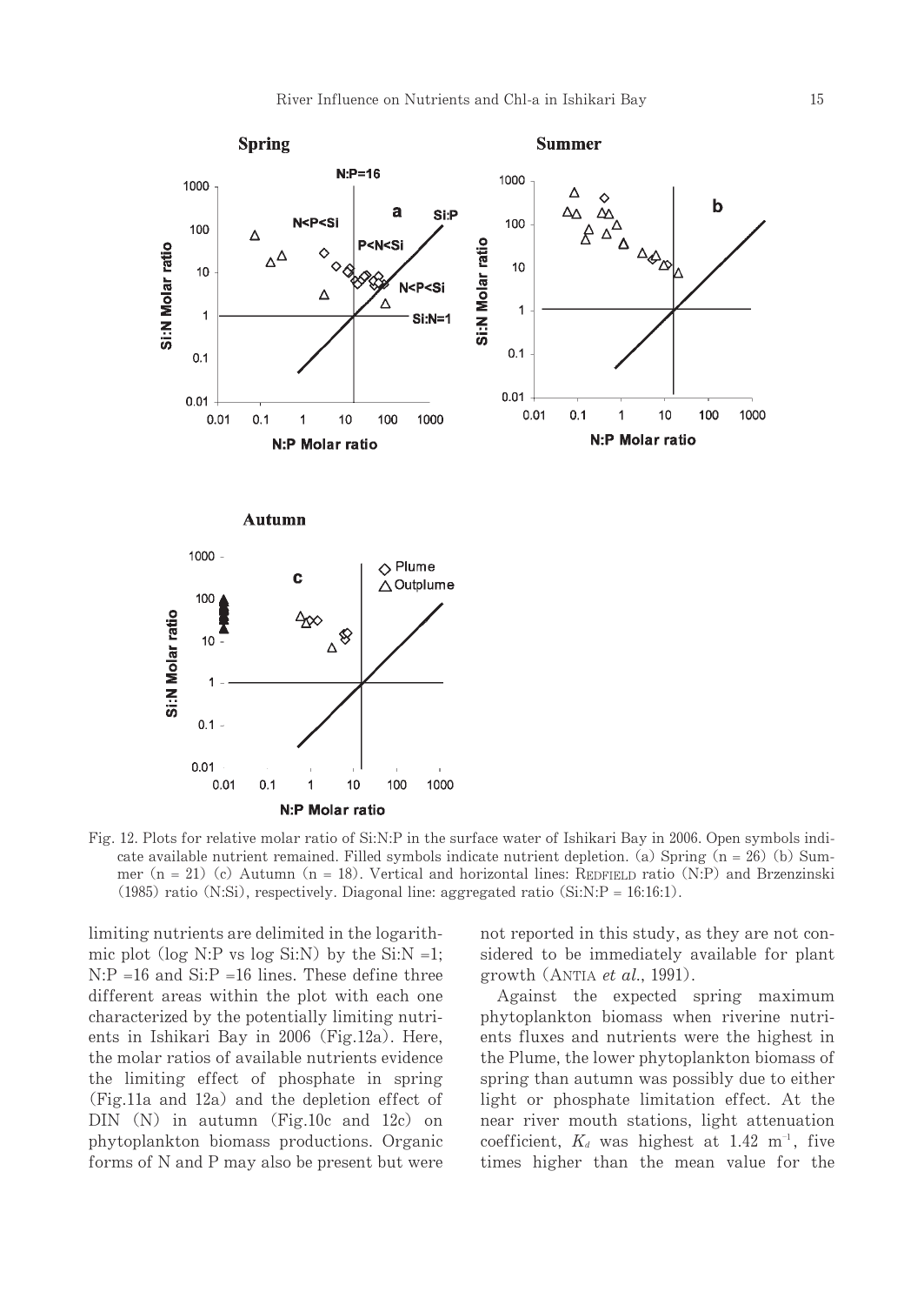Fig. 12. Plots for relative molar ratio of Si:N:P in the surface water of Ishikari Bay in 2006. Open symbols indicate available nutrient remained. Filled symbols indicate nutrient depletion. (a) Spring (n = 26) (b) Summer (n = 21) (c) Autumn (n = 18). Vertical and horizontal lines: REDFIELD ratio (N:P) and Brzenzinski (1985) ratio (N:Si), respectively. Diagonal line: aggregated ratio (Si:N:P = 16:16:1).

limiting nutrients are delimited in the logarithmic plot (log N:P vs log Si:N) by the Si:N =1; N:P =16 and Si:P =16 lines. These define three different areas within the plot with each one characterized by the potentially limiting nutrients in Ishikari Bay in 2006 (Fig.12a). Here, the molar ratios of available nutrients evidence the limiting of phosphate in spring (Fig.11a and 12a) and the depletion effect of DIN (N) in autumn (Fig.10c and 12c) on phytoplankton biomass productions. Organic forms of N and P may also be present but were not reported in this study, as they are not considered to be immediately available for plant growth (ANTIA *et al.*, 1991).

Against the expected spring maximum phytoplankton biomass when riverine nutrients fluxes and nutrients were the highest in the Plume, the lower phytoplankton biomass of spring than autumn was possibly due to either light or phosphate limitation effect. At the near river mouth stations, light attenuation coefficient, $K_d$ was highest at 1.42 $m^{-1}$, five times higher than the mean value for the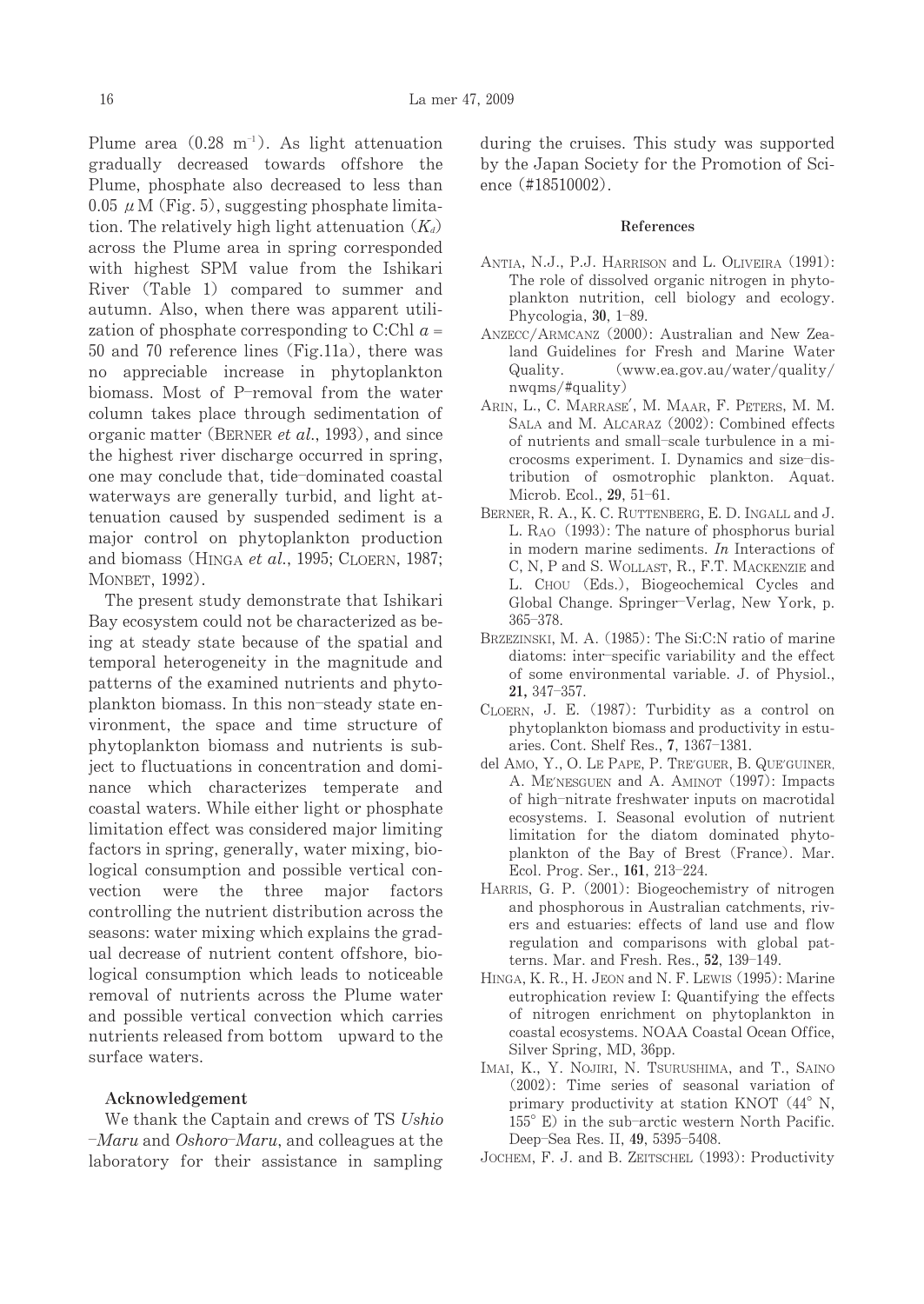Plume area (0.28 $m^{-1}$). As light attenuation gradually decreased towards offshore the Plume, phosphate also decreased to less than 0.05 $\mu$M (Fig. 5), suggesting phosphate limitation. The relatively high light attenuation ($K_d$) across the Plume area in spring corresponded with highest SPM value from the Ishikari River (Table 1) compared to summer and autumn. Also, when there was apparent utilization of phosphate corresponding to C:Chl $a$ = 50 and 70 reference lines (Fig.11a), there was no appreciable increase in phytoplankton biomass. Most of P–removal from the water column takes place through sedimentation of organic matter (BERNER *et al.*, 1993), and since the highest river discharge occurred in spring, one may conclude that, tide–dominated coastal waterways are generally turbid, and light attenuation caused by suspended sediment is a major control on phytoplankton production and biomass (HINGA *et al.*, 1995; CLOERN, 1987; MONBET, 1992).

The present study demonstrate that Ishikari Bay ecosystem could not be characterized as being at steady state because of the spatial and temporal heterogeneity in the magnitude and patterns of the examined nutrients and phytoplankton biomass. In this non–steady state environment, the space and time structure of phytoplankton biomass and nutrients is subject to fluctuations in concentration and dominance which characterizes temperate and coastal waters. While either light or phosphate limitation effect was considered major limiting factors in spring, generally, water mixing, biological consumption and possible vertical convection were the three major factors controlling the nutrient distribution across the seasons: water mixing which explains the gradual decrease of nutrient content offshore, biological consumption which leads to noticeable removal of nutrients across the Plume water and possible vertical convection which carries nutrients released from bottom upward to the surface waters.

## Acknowledgement

We thank the Captain and crews of TS *Ushio–Maru* and *Oshoro–Maru*, and colleagues at the laboratory for their assistance in sampling during the cruises. This study was supported by the Japan Society for the Promotion of Science (#18510002).

## References

ANTIA, N.J., P.J. HARRISON and L. OLIVEIRA (1991): The role of dissolved organic nitrogen in phytoplankton nutrition, cell biology and ecology. Phycologia, **30**, 1–89.

ANZECC/ARMCANZ (2000): Australian and New Zealand Guidelines for Fresh and Marine Water Quality. (www.ea.gov.au/water/quality/nwqms/#quality)

ARIN, L., C. MARRASE', M. MAAR, F. PETERS, M. M. SALA and M. ALCARAZ (2002): Combined effects of nutrients and small–scale turbulence in a microcosms experiment. I. Dynamics and size–distribution of osmotrophic plankton. Aquat. Microb. Ecol., **29**, 51–61.

BERNER, R. A., K. C. RUTTENBERG, E. D. INGALL and J. L. RAO (1993): The nature of phosphorus burial in modern marine sediments. *In* Interactions of C, N, P and S. WOLLAST, R., F.T. MACKENZIE and L. CHOU (Eds.), Biogeochemical Cycles and Global Change. Springer–Verlag, New York, p. 365–378.

BRZEZINSKI, M. A. (1985): The Si:C:N ratio of marine diatoms: inter–specific variability and the effect of some environmental variable. J. of Physiol., **21,** 347–357.

CLOERN, J. E. (1987): Turbidity as a control on phytoplankton biomass and productivity in estuaries. Cont. Shelf Res., **7**, 1367–1381.

del AMO, Y., O. LE PAPE, P. TRE'GUER, B. QUE'GUINER, A. ME'NESGUEN and A. AMINOT (1997): Impacts of high–nitrate freshwater inputs on macrotidal ecosystems. I. Seasonal evolution of nutrient limitation for the diatom dominated phytoplankton of the Bay of Brest (France). Mar. Ecol. Prog. Ser., **161**, 213–224.

HARRIS, G. P. (2001): Biogeochemistry of nitrogen and phosphorous in Australian catchments, rivers and estuaries: effects of land use and flow regulation and comparisons with global patterns. Mar. and Fresh. Res., **52**, 139–149.

HINGA, K. R., H. JEON and N. F. LEWIS (1995): Marine eutrophication review I: Quantifying the effects of nitrogen enrichment on phytoplankton in coastal ecosystems. NOAA Coastal Ocean Office, Silver Spring, MD, 36pp.

IMAI, K., Y. NOJIRI, N. TSURUSHIMA, and T., SAINO (2002): Time series of seasonal variation of primary productivity at station KNOT (44° N, 155° E) in the sub–arctic western North Pacific. Deep–Sea Res. II, **49**, 5395–5408.

JOCHEM, F. J. and B. ZEITSCHEL (1993): Productivity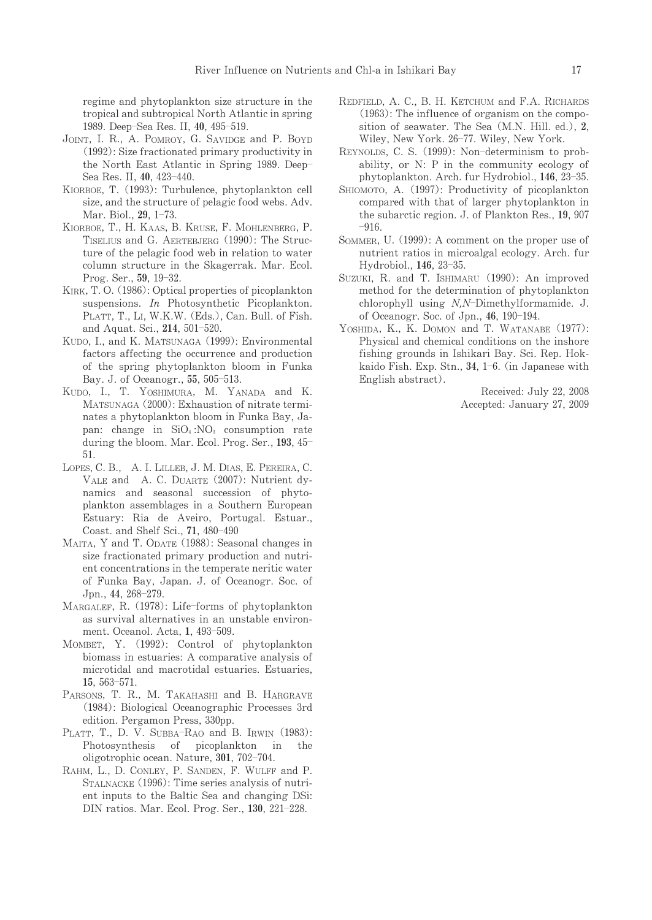regime and phytoplankton size structure in the tropical and subtropical North Atlantic in spring 1989. Deep–Sea Res. II, **40**, 495–519.

JOINT, I. R., A. POMROY, G. SAVIDGE and P. BOYD (1992): Size fractionated primary productivity in the North East Atlantic in Spring 1989. Deep–Sea Res. II, **40**, 423–440.

KIORBOE, T. (1993): Turbulence, phytoplankton cell size, and the structure of pelagic food webs. Adv. Mar. Biol., **29**, 1–73.

KIORBOE, T., H. KAAS, B. KRUSE, F. MOHLENBERG, P. TISELIUS and G. AERTEBJERG (1990): The Structure of the pelagic food web in relation to water column structure in the Skagerrak. Mar. Ecol. Prog. Ser., **59**, 19–32.

KIRK, T. O. (1986): Optical properties of picoplankton suspensions. *In* Photosynthetic Picoplankton. PLATT, T., LI, W.K.W. (Eds.), Can. Bull. of Fish. and Aquat. Sci., **214**, 501–520.

KUDO, I., and K. MATSUNAGA (1999): Environmental factors affecting the occurrence and production of the spring phytoplankton bloom in Funka Bay. J. of Oceanogr., **55**, 505–513.

KUDO, I., T. YOSHIMURA, M. YANADA and K. MATSUNAGA (2000): Exhaustion of nitrate terminates a phytoplankton bloom in Funka Bay, Japan: change in $SiO_4:NO_3$ consumption rate during the bloom. Mar. Ecol. Prog. Ser., **193**, 45–51.

LOPES, C. B., A. I. LILLEB, J. M. DIAS, E. PEREIRA, C. VALE and A. C. DUARTE (2007): Nutrient dynamics and seasonal succession of phytoplankton assemblages in a Southern European Estuary: Ria de Aveiro, Portugal. Estuar., Coast. and Shelf Sci., **71**, 480–490

MAITA, Y and T. ODATE (1988): Seasonal changes in size fractionated primary production and nutrient concentrations in the temperate neritic water of Funka Bay, Japan. J. of Oceanogr. Soc. of Jpn., **44**, 268–279.

MARGALEF, R. (1978): Life–forms of phytoplankton as survival alternatives in an unstable environment. Oceanol. Acta, **1**, 493–509.

MOMBET, Y. (1992): Control of phytoplankton biomass in estuaries: A comparative analysis of microtidal and macrotidal estuaries. Estuaries, **15**, 563–571.

PARSONS, T. R., M. TAKAHASHI and B. HARGRAVE (1984): Biological Oceanographic Processes 3rd edition. Pergamon Press, 330pp.

PLATT, T., D. V. SUBBA–RAO and B. IRWIN (1983): Photosynthesis of picoplankton in the oligotrophic ocean. Nature, **301**, 702–704.

RAHM, L., D. CONLEY, P. SANDEN, F. WULFF and P. STALNACKE (1996): Time series analysis of nutrient inputs to the Baltic Sea and changing DSi: DIN ratios. Mar. Ecol. Prog. Ser., **130**, 221–228.

REDFIELD, A. C., B. H. KETCHUM and F.A. RICHARDS (1963): The influence of organism on the composition of seawater. The Sea (M.N. Hill. ed.), **2**, Wiley, New York. 26–77. Wiley, New York.

REYNOLDS, C. S. (1999): Non–determinism to probability, or N: P in the community ecology of phytoplankton. Arch. fur Hydrobiol., **146**, 23–35.

SHIOMOTO, A. (1997): Productivity of picoplankton compared with that of larger phytoplankton in the subarctic region. J. of Plankton Res., **19**, 907–916.

SOMMER, U. (1999): A comment on the proper use of nutrient ratios in microalgal ecology. Arch. fur Hydrobiol., **146**, 23–35.

SUZUKI, R. and T. ISHIMARU (1990): An improved method for the determination of phytoplankton chlorophyll using *N,N*–Dimethylformamide. J. of Oceanogr. Soc. of Jpn., **46**, 190–194.

YOSHIDA, K., K. DOMON and T. WATANABE (1977): Physical and chemical conditions on the inshore fishing grounds in Ishikari Bay. Sci. Rep. Hokkaido Fish. Exp. Stn., **34**, 1–6. (in Japanese with English abstract).

Received: July 22, 2008
Accepted: January 27, 2009